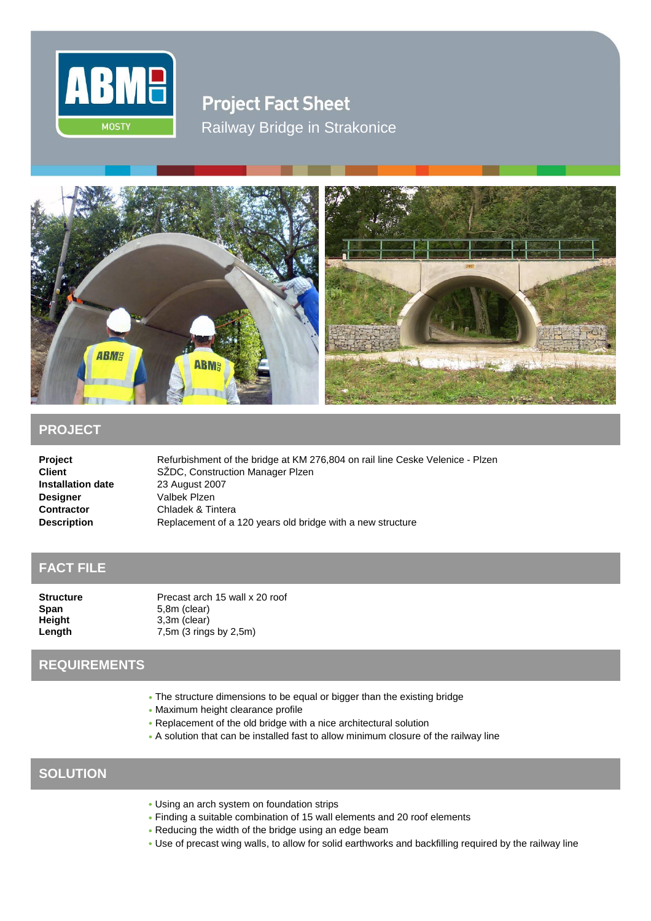# Project Fact Sheet

## Railway Bridge in Strakonice

## PROJECT

**Project** Refurbishment of the bridge at KM 276,804 on rail line Ceske Velenice - Plzen
**Client** SŽDC, Construction Manager Plzen
**Installation date** 23 August 2007
**Designer** Valbek Plzen
**Contractor** Chladek & Tintera
**Description** Replacement of a 120 years old bridge with a new structure

## FACT FILE

**Structure** Precast arch 15 wall x 20 roof
**Span** 5,8m (clear)
**Height** 3,3m (clear)
**Length** 7,5m (3 rings by 2,5m)

## REQUIREMENTS

- The structure dimensions to be equal or bigger than the existing bridge
- Maximum height clearance profile
- Replacement of the old bridge with a nice architectural solution
- A solution that can be installed fast to allow minimum closure of the railway line

## SOLUTION

- Using an arch system on foundation strips
- Finding a suitable combination of 15 wall elements and 20 roof elements
- Reducing the width of the bridge using an edge beam
- Use of precast wing walls, to allow for solid earthworks and backfilling required by the railway line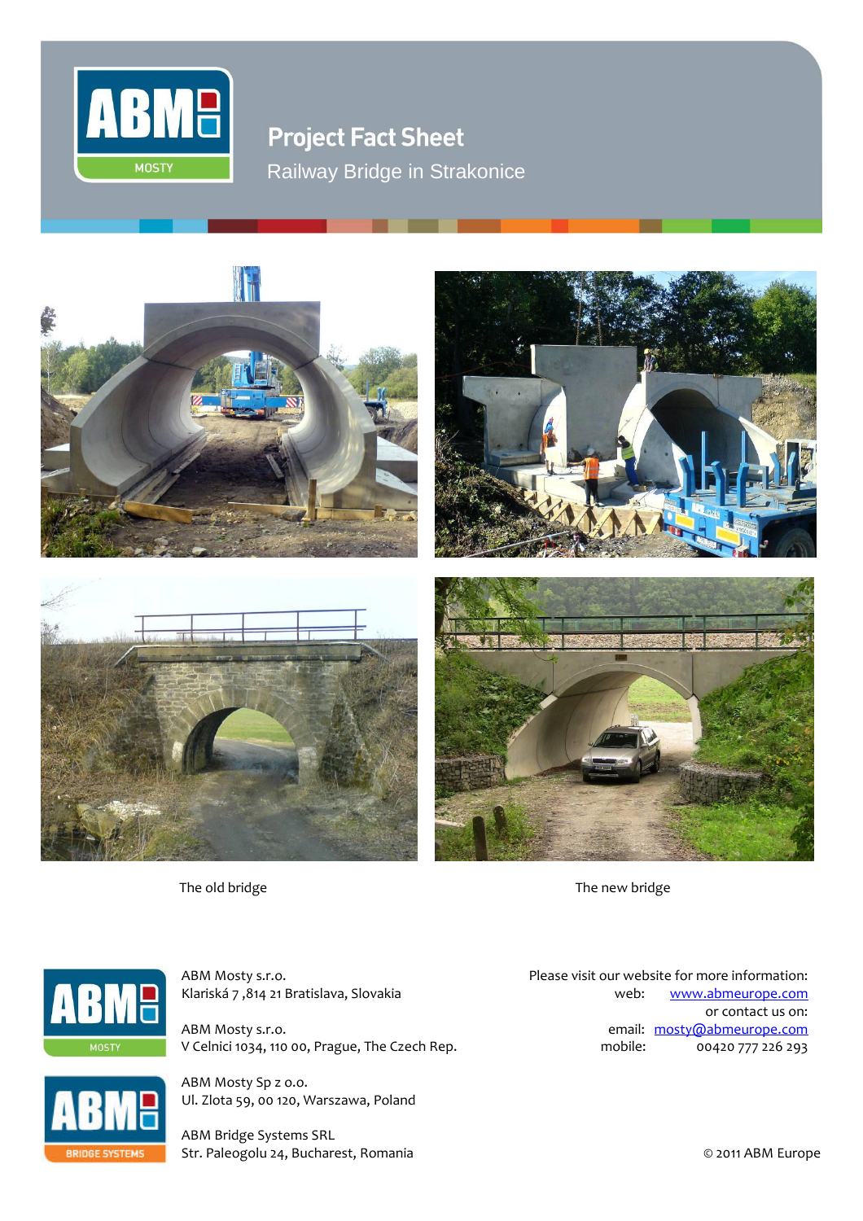# Project Fact Sheet

Railway Bridge in Strakonice

The old bridge

The new bridge

ABM Mosty s.r.o.
Klariská 7 ,814 21 Bratislava, Slovakia

ABM Mosty s.r.o.
V Celnici 1034, 110 00, Prague, The Czech Rep.

ABM Mosty Sp z o.o.
Ul. Zlota 59, 00 120, Warszawa, Poland

ABM Bridge Systems SRL
Str. Paleogolu 24, Bucharest, Romania

Please visit our website for more information:
web: www.abmeurope.com
or contact us on:
email: mosty@abmeurope.com
mobile: 00420 777 226 293

© 2011 ABM Europe